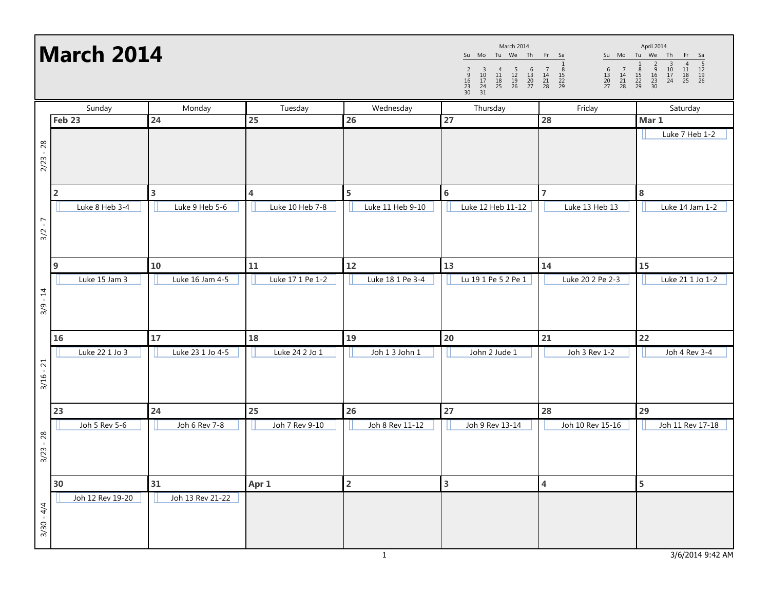# March 2014

**March 2014**

| Su | Mo | Tu | We | Th | Fr | Sa |
|---|---|---|---|---|---|---|
| | | | | | | 1 |
| 2 | 3 | 4 | 5 | 6 | 7 | 8 |
| 9 | 10 | 11 | 12 | 13 | 14 | 15 |
| 16 | 17 | 18 | 19 | 20 | 21 | 22 |
| 23 | 24 | 25 | 26 | 27 | 28 | 29 |
| 30 | 31 | | | | | |

**April 2014**

| Su | Mo | Tu | We | Th | Fr | Sa |
|---|---|---|---|---|---|---|
| | | 1 | 2 | 3 | 4 | 5 |
| 6 | 7 | 8 | 9 | 10 | 11 | 12 |
| 13 | 14 | 15 | 16 | 17 | 18 | 19 |
| 20 | 21 | 22 | 23 | 24 | 25 | 26 |
| 27 | 28 | 29 | 30 | | | |

| Week | Sunday | Monday | Tuesday | Wednesday | Thursday | Friday | Saturday |
|---|---|---|---|---|---|---|---|
| 2/23 - 28 | **Feb 23** | **24** | **25** | **26** | **27** | **28** | **Mar 1**<br>Luke 7 Heb 1-2 |
| 3/2 - 7 | **2**<br>Luke 8 Heb 3-4 | **3**<br>Luke 9 Heb 5-6 | **4**<br>Luke 10 Heb 7-8 | **5**<br>Luke 11 Heb 9-10 | **6**<br>Luke 12 Heb 11-12 | **7**<br>Luke 13 Heb 13 | **8**<br>Luke 14 Jam 1-2 |
| 3/9 - 14 | **9**<br>Luke 15 Jam 3 | **10**<br>Luke 16 Jam 4-5 | **11**<br>Luke 17 1 Pe 1-2 | **12**<br>Luke 18 1 Pe 3-4 | **13**<br>Lu 19 1 Pe 5 2 Pe 1 | **14**<br>Luke 20 2 Pe 2-3 | **15**<br>Luke 21 1 Jo 1-2 |
| 3/16 - 21 | **16**<br>Luke 22 1 Jo 3 | **17**<br>Luke 23 1 Jo 4-5 | **18**<br>Luke 24 2 Jo 1 | **19**<br>Joh 1 3 John 1 | **20**<br>John 2 Jude 1 | **21**<br>Joh 3 Rev 1-2 | **22**<br>Joh 4 Rev 3-4 |
| 3/23 - 28 | **23**<br>Joh 5 Rev 5-6 | **24**<br>Joh 6 Rev 7-8 | **25**<br>Joh 7 Rev 9-10 | **26**<br>Joh 8 Rev 11-12 | **27**<br>Joh 9 Rev 13-14 | **28**<br>Joh 10 Rev 15-16 | **29**<br>Joh 11 Rev 17-18 |
| 3/30 - 4/4 | **30**<br>Joh 12 Rev 19-20 | **31**<br>Joh 13 Rev 21-22 | **Apr 1** | **2** | **3** | **4** | **5** |

3/6/2014 9:42 AM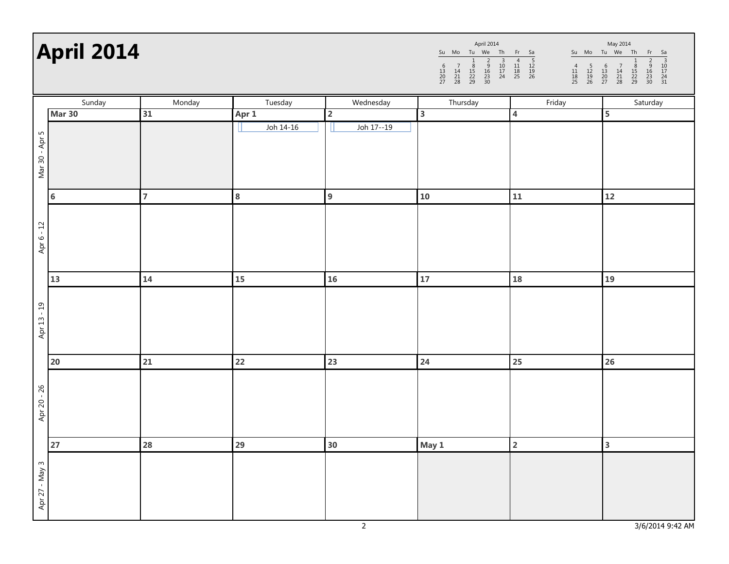# April 2014

| April 2014 | | | | | | |
|---|---|---|---|---|---|---|
| Su | Mo | Tu | We | Th | Fr | Sa |
| | | 1 | 2 | 3 | 4 | 5 |
| 6 | 7 | 8 | 9 | 10 | 11 | 12 |
| 13 | 14 | 15 | 16 | 17 | 18 | 19 |
| 20 | 21 | 22 | 23 | 24 | 25 | 26 |
| 27 | 28 | 29 | 30 | | | |

| May 2014 | | | | | | |
|---|---|---|---|---|---|---|
| Su | Mo | Tu | We | Th | Fr | Sa |
| | | | | 1 | 2 | 3 |
| 4 | 5 | 6 | 7 | 8 | 9 | 10 |
| 11 | 12 | 13 | 14 | 15 | 16 | 17 |
| 18 | 19 | 20 | 21 | 22 | 23 | 24 |
| 25 | 26 | 27 | 28 | 29 | 30 | 31 |

| | Sunday | Monday | Tuesday | Wednesday | Thursday | Friday | Saturday |
|---|---|---|---|---|---|---|---|
| Mar 30 - Apr 5 | **Mar 30** | **31** | **Apr 1**<br>Joh 14-16 | **2**<br>Joh 17--19 | **3** | **4** | **5** |
| Apr 6 - 12 | **6** | **7** | **8** | **9** | **10** | **11** | **12** |
| Apr 13 - 19 | **13** | **14** | **15** | **16** | **17** | **18** | **19** |
| Apr 20 - 26 | **20** | **21** | **22** | **23** | **24** | **25** | **26** |
| Apr 27 - May 3 | **27** | **28** | **29** | **30** | **May 1** | **2** | **3** |

3/6/2014 9:42 AM